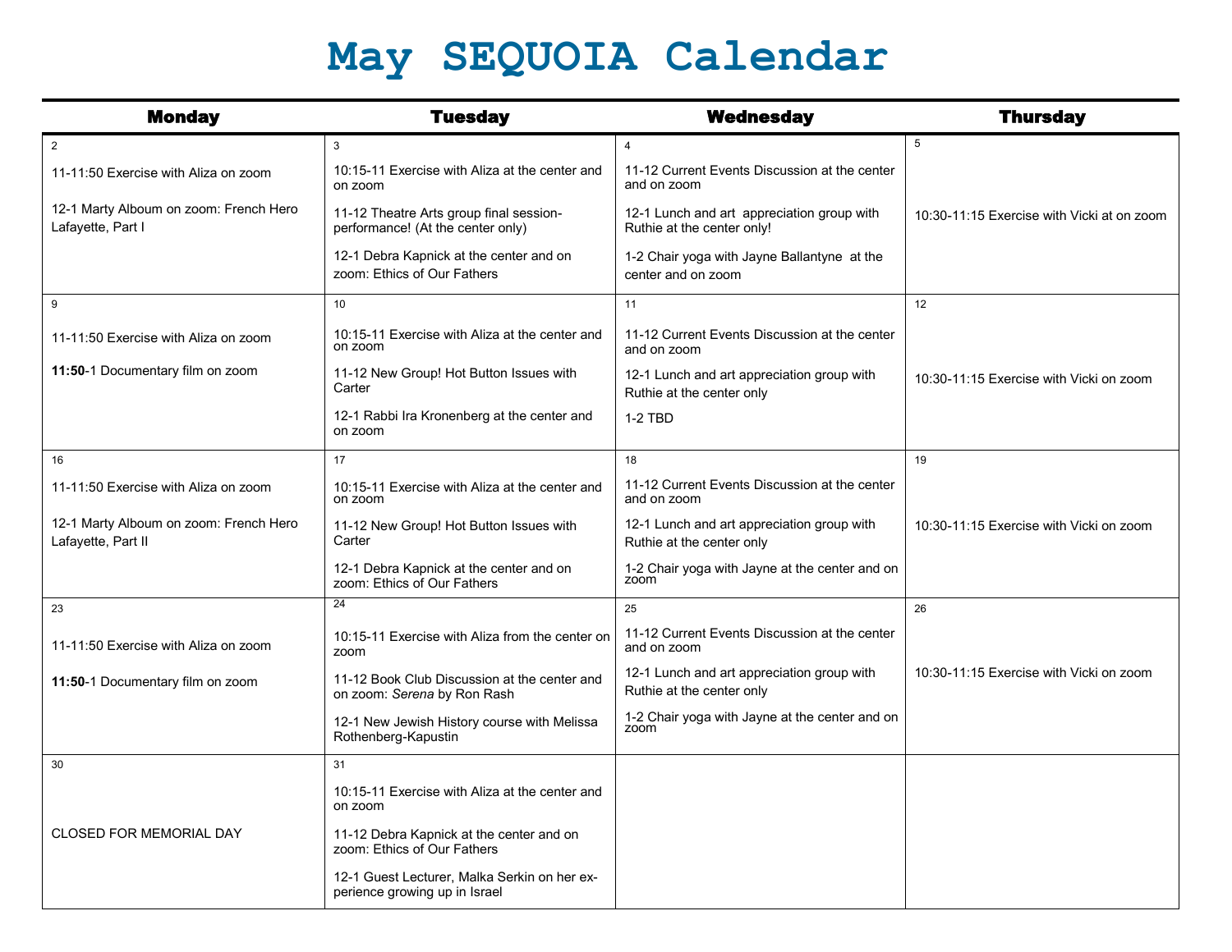# May SEQUOIA Calendar

| Monday | Tuesday | Wednesday | Thursday |
|---|---|---|---|
| 2<br><br>11-11:50 Exercise with Aliza on zoom<br><br>12-1 Marty Alboum on zoom: French Hero Lafayette, Part I | 3<br><br>10:15-11 Exercise with Aliza at the center and on zoom<br><br>11-12 Theatre Arts group final session-performance! (At the center only)<br><br>12-1 Debra Kapnick at the center and on zoom: Ethics of Our Fathers | 4<br><br>11-12 Current Events Discussion at the center and on zoom<br><br>12-1 Lunch and art appreciation group with Ruthie at the center only!<br><br>1-2 Chair yoga with Jayne Ballantyne at the center and on zoom | 5<br><br>10:30-11:15 Exercise with Vicki at on zoom |
| 9<br><br>11-11:50 Exercise with Aliza on zoom<br><br>**11:50**-1 Documentary film on zoom | 10<br><br>10:15-11 Exercise with Aliza at the center and on zoom<br><br>11-12 New Group! Hot Button Issues with Carter<br><br>12-1 Rabbi Ira Kronenberg at the center and on zoom | 11<br><br>11-12 Current Events Discussion at the center and on zoom<br><br>12-1 Lunch and art appreciation group with Ruthie at the center only<br><br>1-2 TBD | 12<br><br>10:30-11:15 Exercise with Vicki on zoom |
| 16<br><br>11-11:50 Exercise with Aliza on zoom<br><br>12-1 Marty Alboum on zoom: French Hero Lafayette, Part II | 17<br><br>10:15-11 Exercise with Aliza at the center and on zoom<br><br>11-12 New Group! Hot Button Issues with Carter<br><br>12-1 Debra Kapnick at the center and on zoom: Ethics of Our Fathers | 18<br><br>11-12 Current Events Discussion at the center and on zoom<br><br>12-1 Lunch and art appreciation group with Ruthie at the center only<br><br>1-2 Chair yoga with Jayne at the center and on zoom | 19<br><br>10:30-11:15 Exercise with Vicki on zoom |
| 23<br><br>11-11:50 Exercise with Aliza on zoom<br><br>**11:50**-1 Documentary film on zoom | 24<br><br>10:15-11 Exercise with Aliza from the center on zoom<br><br>11-12 Book Club Discussion at the center and on zoom: *Serena* by Ron Rash<br><br>12-1 New Jewish History course with Melissa Rothenberg-Kapustin | 25<br><br>11-12 Current Events Discussion at the center and on zoom<br><br>12-1 Lunch and art appreciation group with Ruthie at the center only<br><br>1-2 Chair yoga with Jayne at the center and on zoom | 26<br><br>10:30-11:15 Exercise with Vicki on zoom |
| 30<br><br>CLOSED FOR MEMORIAL DAY | 31<br><br>10:15-11 Exercise with Aliza at the center and on zoom<br><br>11-12 Debra Kapnick at the center and on zoom: Ethics of Our Fathers<br><br>12-1 Guest Lecturer, Malka Serkin on her experience growing up in Israel | | |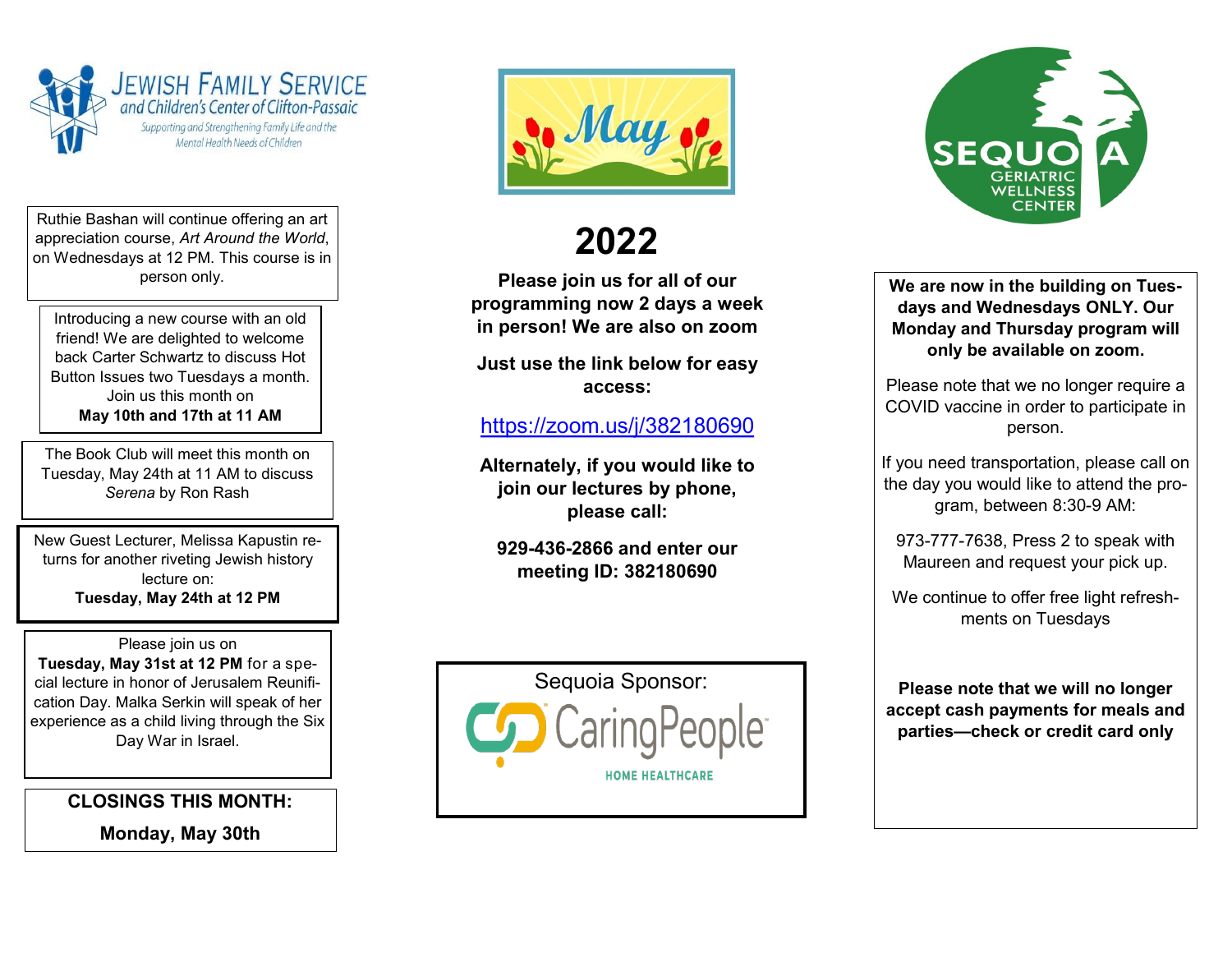JEWISH FAMILY SERVICE
and Children's Center of Clifton-Passaic
Supporting and Strengthening Family Life and the Mental Health Needs of Children

Ruthie Bashan will continue offering an art appreciation course, *Art Around the World*, on Wednesdays at 12 PM. This course is in person only.

Introducing a new course with an old friend! We are delighted to welcome back Carter Schwartz to discuss Hot Button Issues two Tuesdays a month. Join us this month on
**May 10th and 17th at 11 AM**

The Book Club will meet this month on Tuesday, May 24th at 11 AM to discuss *Serena* by Ron Rash

New Guest Lecturer, Melissa Kapustin returns for another riveting Jewish history lecture on:
**Tuesday, May 24th at 12 PM**

Please join us on
**Tuesday, May 31st at 12 PM** for a special lecture in honor of Jerusalem Reunification Day. Malka Serkin will speak of her experience as a child living through the Six Day War in Israel.

**CLOSINGS THIS MONTH:**

**Monday, May 30th**

May

# 2022

**Please join us for all of our programming now 2 days a week in person! We are also on zoom**

**Just use the link below for easy access:**

https://zoom.us/j/382180690

**Alternately, if you would like to join our lectures by phone, please call:**

**929-436-2866 and enter our meeting ID: 382180690**

Sequoia Sponsor:
CaringPeople
HOME HEALTHCARE

SEQUOIA
GERIATRIC WELLNESS CENTER

**We are now in the building on Tuesdays and Wednesdays ONLY. Our Monday and Thursday program will only be available on zoom.**

Please note that we no longer require a COVID vaccine in order to participate in person.

If you need transportation, please call on the day you would like to attend the program, between 8:30-9 AM:

973-777-7638, Press 2 to speak with Maureen and request your pick up.

We continue to offer free light refreshments on Tuesdays

**Please note that we will no longer accept cash payments for meals and parties—check or credit card only**